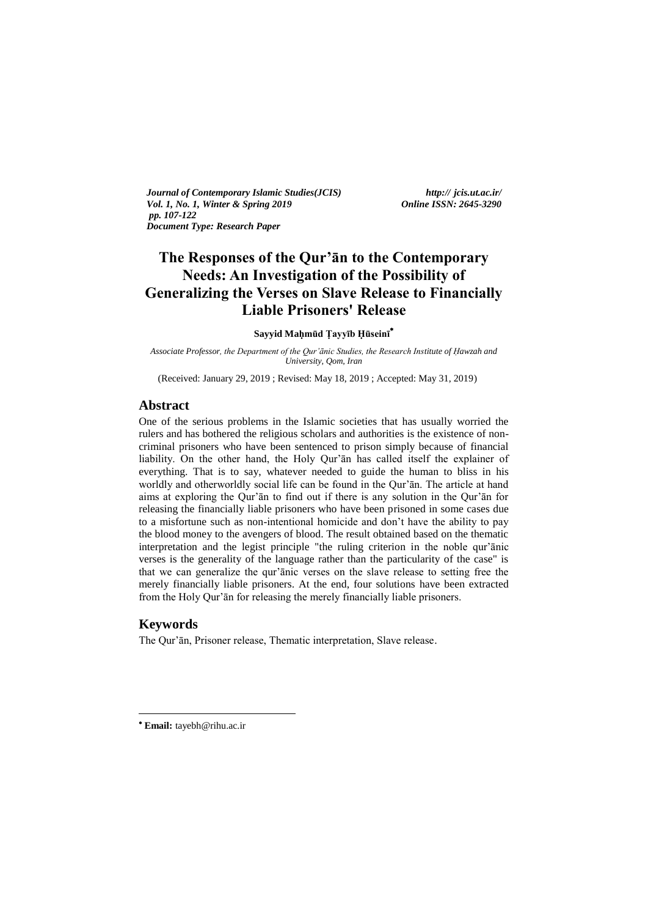*Journal of Contemporary Islamic Studies(JCIS)* *http:// jcis.ut.ac.ir/*
*Vol. 1, No. 1, Winter & Spring 2019* *Online ISSN: 2645-3290*
*pp. 107-122*
*Document Type: Research Paper*

# The Responses of the Qur'ān to the Contemporary Needs: An Investigation of the Possibility of Generalizing the Verses on Slave Release to Financially Liable Prisoners' Release

**Sayyid Maḥmūd Ṭayyīb Ḥūseinī**[*]

*Associate Professor, the Department of the Qur'ānic Studies, the Research Institute of Ḥawzah and University, Qom, Iran*

(Received: January 29, 2019 ; Revised: May 18, 2019 ; Accepted: May 31, 2019)

## Abstract

One of the serious problems in the Islamic societies that has usually worried the rulers and has bothered the religious scholars and authorities is the existence of non-criminal prisoners who have been sentenced to prison simply because of financial liability. On the other hand, the Holy Qur'ān has called itself the explainer of everything. That is to say, whatever needed to guide the human to bliss in his worldly and otherworldly social life can be found in the Qur'ān. The article at hand aims at exploring the Qur'ān to find out if there is any solution in the Qur'ān for releasing the financially liable prisoners who have been prisoned in some cases due to a misfortune such as non-intentional homicide and don't have the ability to pay the blood money to the avengers of blood. The result obtained based on the thematic interpretation and the legist principle "the ruling criterion in the noble qur'ānic verses is the generality of the language rather than the particularity of the case" is that we can generalize the qur'ānic verses on the slave release to setting free the merely financially liable prisoners. At the end, four solutions have been extracted from the Holy Qur'ān for releasing the merely financially liable prisoners.

## Keywords

The Qur'ān, Prisoner release, Thematic interpretation, Slave release.

---

[*] **Email:** tayebh@rihu.ac.ir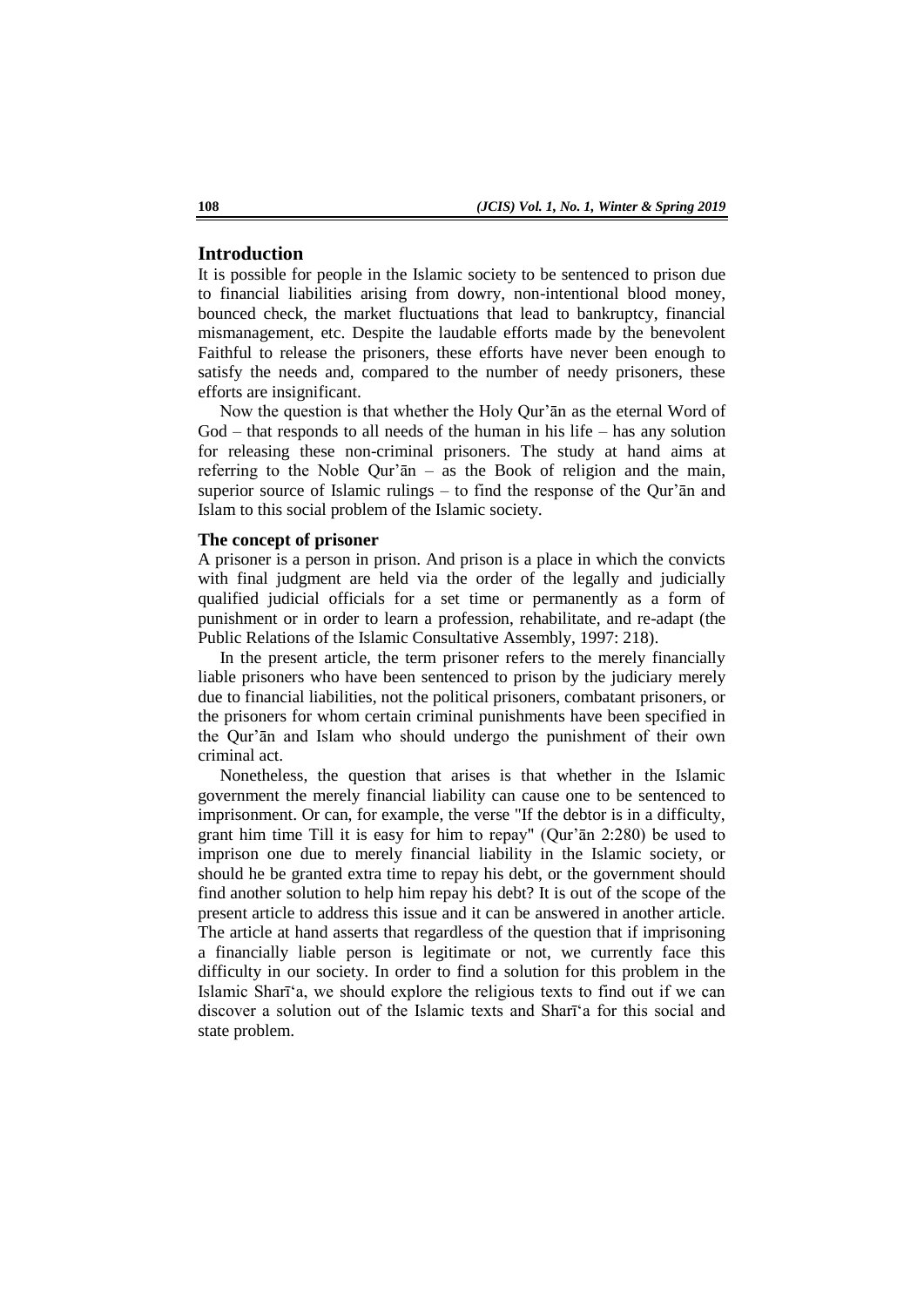## Introduction

It is possible for people in the Islamic society to be sentenced to prison due to financial liabilities arising from dowry, non-intentional blood money, bounced check, the market fluctuations that lead to bankruptcy, financial mismanagement, etc. Despite the laudable efforts made by the benevolent Faithful to release the prisoners, these efforts have never been enough to satisfy the needs and, compared to the number of needy prisoners, these efforts are insignificant.

Now the question is that whether the Holy Qur'ān as the eternal Word of God – that responds to all needs of the human in his life – has any solution for releasing these non-criminal prisoners. The study at hand aims at referring to the Noble Qur'ān – as the Book of religion and the main, superior source of Islamic rulings – to find the response of the Qur'ān and Islam to this social problem of the Islamic society.

### The concept of prisoner

A prisoner is a person in prison. And prison is a place in which the convicts with final judgment are held via the order of the legally and judicially qualified judicial officials for a set time or permanently as a form of punishment or in order to learn a profession, rehabilitate, and re-adapt (the Public Relations of the Islamic Consultative Assembly, 1997: 218).

In the present article, the term prisoner refers to the merely financially liable prisoners who have been sentenced to prison by the judiciary merely due to financial liabilities, not the political prisoners, combatant prisoners, or the prisoners for whom certain criminal punishments have been specified in the Qur'ān and Islam who should undergo the punishment of their own criminal act.

Nonetheless, the question that arises is that whether in the Islamic government the merely financial liability can cause one to be sentenced to imprisonment. Or can, for example, the verse "If the debtor is in a difficulty, grant him time Till it is easy for him to repay" (Qur'ān 2:280) be used to imprison one due to merely financial liability in the Islamic society, or should he be granted extra time to repay his debt, or the government should find another solution to help him repay his debt? It is out of the scope of the present article to address this issue and it can be answered in another article. The article at hand asserts that regardless of the question that if imprisoning a financially liable person is legitimate or not, we currently face this difficulty in our society. In order to find a solution for this problem in the Islamic Sharī'a, we should explore the religious texts to find out if we can discover a solution out of the Islamic texts and Sharī'a for this social and state problem.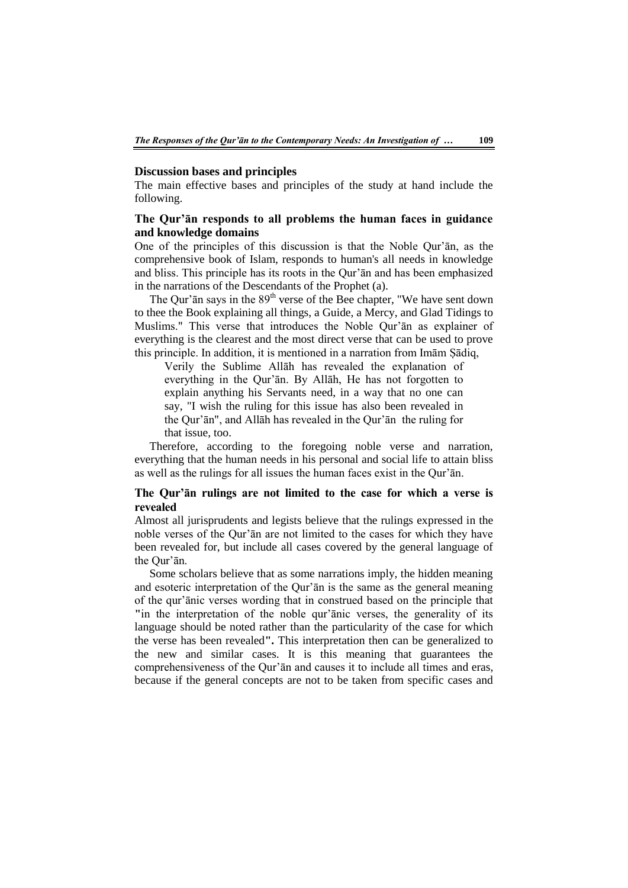## Discussion bases and principles

The main effective bases and principles of the study at hand include the following.

### The Qur'ān responds to all problems the human faces in guidance and knowledge domains

One of the principles of this discussion is that the Noble Qur'ān, as the comprehensive book of Islam, responds to human's all needs in knowledge and bliss. This principle has its roots in the Qur'ān and has been emphasized in the narrations of the Descendants of the Prophet (a).

The Qur'ān says in the 89th verse of the Bee chapter, "We have sent down to thee the Book explaining all things, a Guide, a Mercy, and Glad Tidings to Muslims." This verse that introduces the Noble Qur'ān as explainer of everything is the clearest and the most direct verse that can be used to prove this principle. In addition, it is mentioned in a narration from Imām Ṣādiq,

> Verily the Sublime Allāh has revealed the explanation of everything in the Qur'ān. By Allāh, He has not forgotten to explain anything his Servants need, in a way that no one can say, "I wish the ruling for this issue has also been revealed in the Qur'ān", and Allāh has revealed in the Qur'ān the ruling for that issue, too.

Therefore, according to the foregoing noble verse and narration, everything that the human needs in his personal and social life to attain bliss as well as the rulings for all issues the human faces exist in the Qur'ān.

### The Qur'ān rulings are not limited to the case for which a verse is revealed

Almost all jurisprudents and legists believe that the rulings expressed in the noble verses of the Qur'ān are not limited to the cases for which they have been revealed for, but include all cases covered by the general language of the Qur'ān.

Some scholars believe that as some narrations imply, the hidden meaning and esoteric interpretation of the Qur'ān is the same as the general meaning of the qur'ānic verses wording that in construed based on the principle that **"**in the interpretation of the noble qur'ānic verses, the generality of its language should be noted rather than the particularity of the case for which the verse has been revealed**".** This interpretation then can be generalized to the new and similar cases. It is this meaning that guarantees the comprehensiveness of the Qur'ān and causes it to include all times and eras, because if the general concepts are not to be taken from specific cases and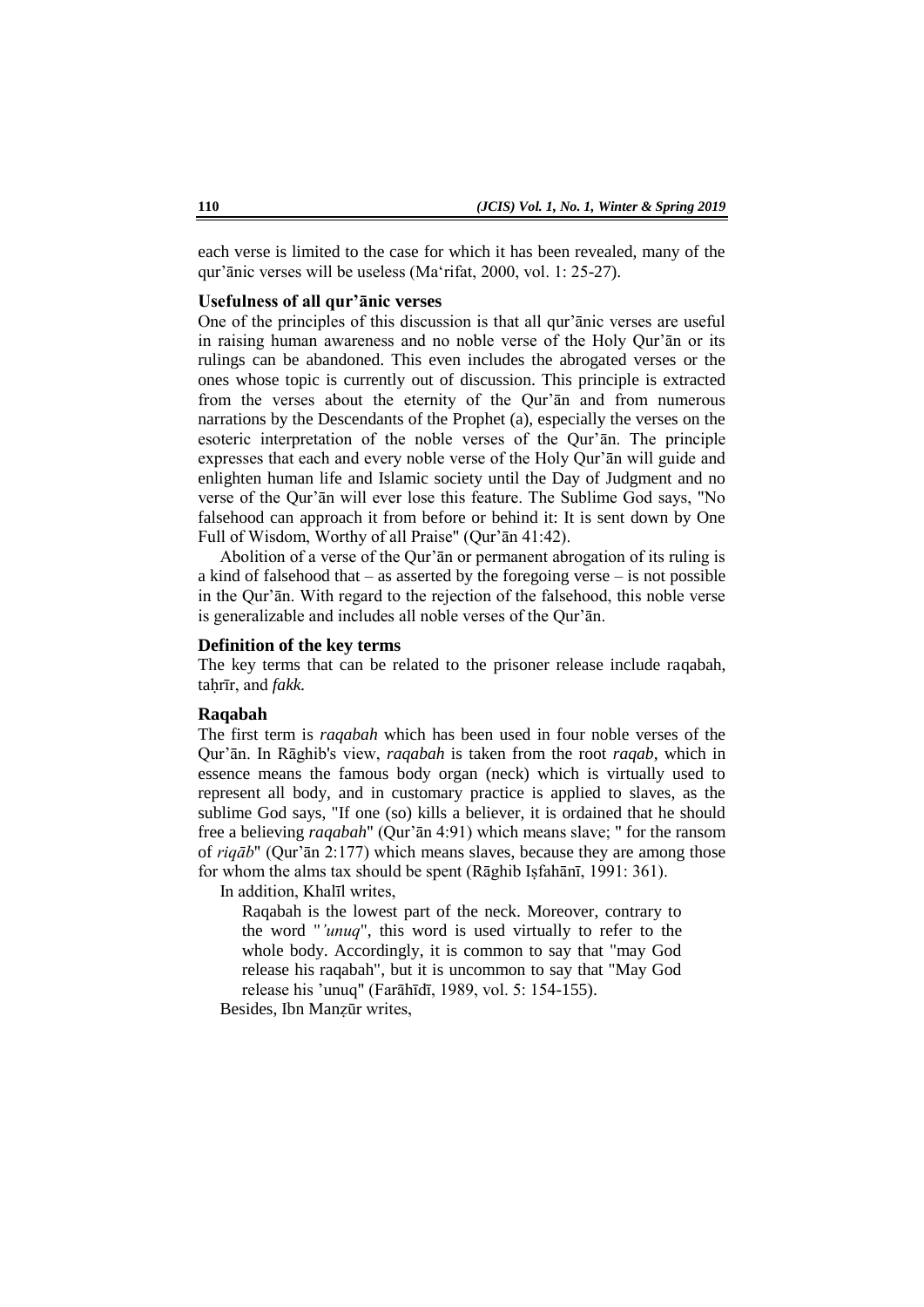each verse is limited to the case for which it has been revealed, many of the qur'ānic verses will be useless (Ma'rifat, 2000, vol. 1: 25-27).

### Usefulness of all qur'ānic verses

One of the principles of this discussion is that all qur'ānic verses are useful in raising human awareness and no noble verse of the Holy Qur'ān or its rulings can be abandoned. This even includes the abrogated verses or the ones whose topic is currently out of discussion. This principle is extracted from the verses about the eternity of the Qur'ān and from numerous narrations by the Descendants of the Prophet (a), especially the verses on the esoteric interpretation of the noble verses of the Qur'ān. The principle expresses that each and every noble verse of the Holy Qur'ān will guide and enlighten human life and Islamic society until the Day of Judgment and no verse of the Qur'ān will ever lose this feature. The Sublime God says, "No falsehood can approach it from before or behind it: It is sent down by One Full of Wisdom, Worthy of all Praise" (Qur'ān 41:42).

Abolition of a verse of the Qur'ān or permanent abrogation of its ruling is a kind of falsehood that – as asserted by the foregoing verse – is not possible in the Qur'ān. With regard to the rejection of the falsehood, this noble verse is generalizable and includes all noble verses of the Qur'ān.

### Definition of the key terms

The key terms that can be related to the prisoner release include raqabah, taḥrīr, and *fakk.*

### Raqabah

The first term is *raqabah* which has been used in four noble verses of the Qur'ān. In Rāghib's view, *raqabah* is taken from the root *raqab*, which in essence means the famous body organ (neck) which is virtually used to represent all body, and in customary practice is applied to slaves, as the sublime God says, "If one (so) kills a believer, it is ordained that he should free a believing *raqabah*" (Qur'ān 4:91) which means slave; " for the ransom of *riqāb*" (Qur'ān 2:177) which means slaves, because they are among those for whom the alms tax should be spent (Rāghib Iṣfahānī, 1991: 361).

In addition, Khalīl writes,

> Raqabah is the lowest part of the neck. Moreover, contrary to the word "*'unuq*", this word is used virtually to refer to the whole body. Accordingly, it is common to say that "may God release his raqabah", but it is uncommon to say that "May God release his 'unuq" (Farāhīdī, 1989, vol. 5: 154-155).

Besides, Ibn Manẓūr writes,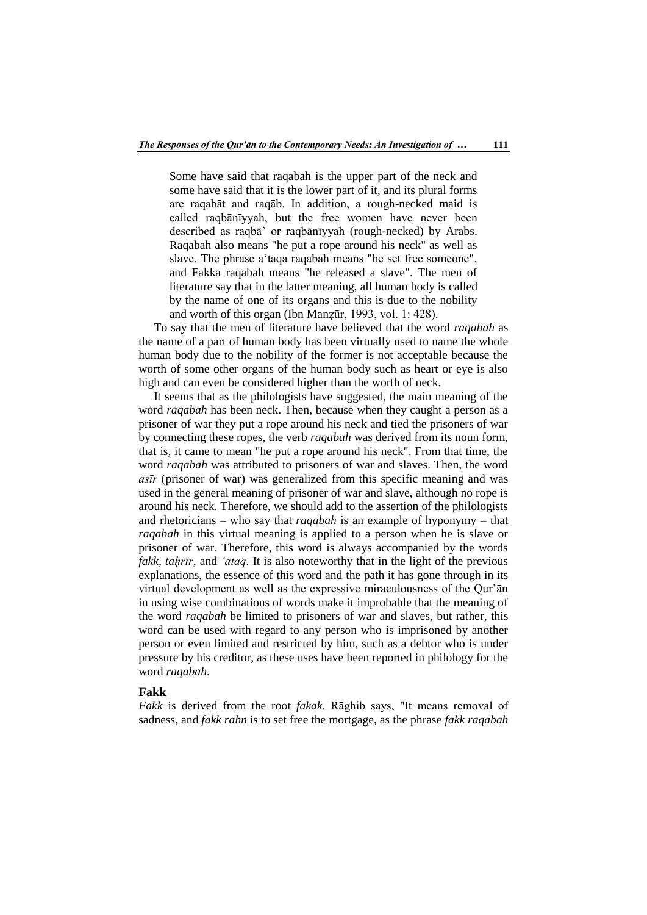> Some have said that raqabah is the upper part of the neck and some have said that it is the lower part of it, and its plural forms are raqabāt and raqāb. In addition, a rough-necked maid is called raqbānīyyah, but the free women have never been described as raqbā' or raqbānīyyah (rough-necked) by Arabs. Raqabah also means "he put a rope around his neck" as well as slave. The phrase a'taqa raqabah means "he set free someone", and Fakka raqabah means "he released a slave". The men of literature say that in the latter meaning, all human body is called by the name of one of its organs and this is due to the nobility and worth of this organ (Ibn Manẓūr, 1993, vol. 1: 428).

To say that the men of literature have believed that the word *raqabah* as the name of a part of human body has been virtually used to name the whole human body due to the nobility of the former is not acceptable because the worth of some other organs of the human body such as heart or eye is also high and can even be considered higher than the worth of neck.

It seems that as the philologists have suggested, the main meaning of the word *raqabah* has been neck. Then, because when they caught a person as a prisoner of war they put a rope around his neck and tied the prisoners of war by connecting these ropes, the verb *raqabah* was derived from its noun form, that is, it came to mean "he put a rope around his neck". From that time, the word *raqabah* was attributed to prisoners of war and slaves. Then, the word *asīr* (prisoner of war) was generalized from this specific meaning and was used in the general meaning of prisoner of war and slave, although no rope is around his neck. Therefore, we should add to the assertion of the philologists and rhetoricians – who say that *raqabah* is an example of hyponymy – that *raqabah* in this virtual meaning is applied to a person when he is slave or prisoner of war. Therefore, this word is always accompanied by the words *fakk*, *taḥrīr*, and *'ataq*. It is also noteworthy that in the light of the previous explanations, the essence of this word and the path it has gone through in its virtual development as well as the expressive miraculousness of the Qur'ān in using wise combinations of words make it improbable that the meaning of the word *raqabah* be limited to prisoners of war and slaves, but rather, this word can be used with regard to any person who is imprisoned by another person or even limited and restricted by him, such as a debtor who is under pressure by his creditor, as these uses have been reported in philology for the word *raqabah*.

### Fakk

*Fakk* is derived from the root *fakak*. Rāghib says, "It means removal of sadness, and *fakk rahn* is to set free the mortgage, as the phrase *fakk raqabah*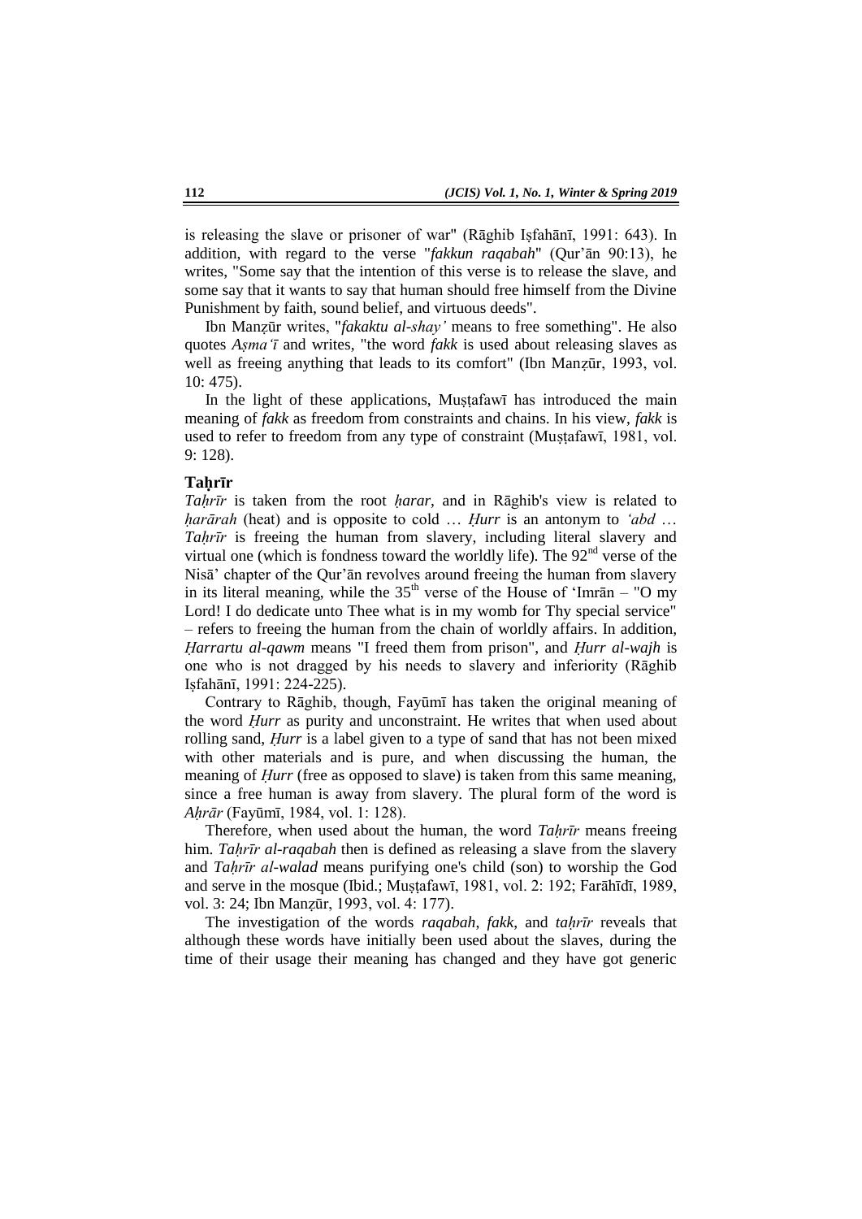is releasing the slave or prisoner of war" (Rāghib Iṣfahānī, 1991: 643). In addition, with regard to the verse "*fakkun raqabah*" (Qur'ān 90:13), he writes, "Some say that the intention of this verse is to release the slave, and some say that it wants to say that human should free himself from the Divine Punishment by faith, sound belief, and virtuous deeds".

Ibn Manẓūr writes, "*fakaktu al-shay'* means to free something". He also quotes *Aṣma'ī* and writes, "the word *fakk* is used about releasing slaves as well as freeing anything that leads to its comfort" (Ibn Manẓūr, 1993, vol. 10: 475).

In the light of these applications, Muṣṭafawī has introduced the main meaning of *fakk* as freedom from constraints and chains. In his view, *fakk* is used to refer to freedom from any type of constraint (Muṣṭafawī, 1981, vol. 9: 128).

### Taḥrīr

*Taḥrīr* is taken from the root *ḥarar*, and in Rāghib's view is related to *ḥarārah* (heat) and is opposite to cold … *Ḥurr* is an antonym to *'abd* … *Taḥrīr* is freeing the human from slavery, including literal slavery and virtual one (which is fondness toward the worldly life). The 92nd verse of the Nisā' chapter of the Qur'ān revolves around freeing the human from slavery in its literal meaning, while the 35th verse of the House of 'Imrān – "O my Lord! I do dedicate unto Thee what is in my womb for Thy special service" – refers to freeing the human from the chain of worldly affairs. In addition, *Ḥarrartu al-qawm* means "I freed them from prison", and *Ḥurr al-wajh* is one who is not dragged by his needs to slavery and inferiority (Rāghib Iṣfahānī, 1991: 224-225).

Contrary to Rāghib, though, Fayūmī has taken the original meaning of the word *Ḥurr* as purity and unconstraint. He writes that when used about rolling sand, *Ḥurr* is a label given to a type of sand that has not been mixed with other materials and is pure, and when discussing the human, the meaning of *Ḥurr* (free as opposed to slave) is taken from this same meaning, since a free human is away from slavery. The plural form of the word is *Aḥrār* (Fayūmī, 1984, vol. 1: 128).

Therefore, when used about the human, the word *Taḥrīr* means freeing him. *Taḥrīr al-raqabah* then is defined as releasing a slave from the slavery and *Taḥrīr al-walad* means purifying one's child (son) to worship the God and serve in the mosque (Ibid.; Muṣṭafawī, 1981, vol. 2: 192; Farāhīdī, 1989, vol. 3: 24; Ibn Manẓūr, 1993, vol. 4: 177).

The investigation of the words *raqabah*, *fakk*, and *taḥrīr* reveals that although these words have initially been used about the slaves, during the time of their usage their meaning has changed and they have got generic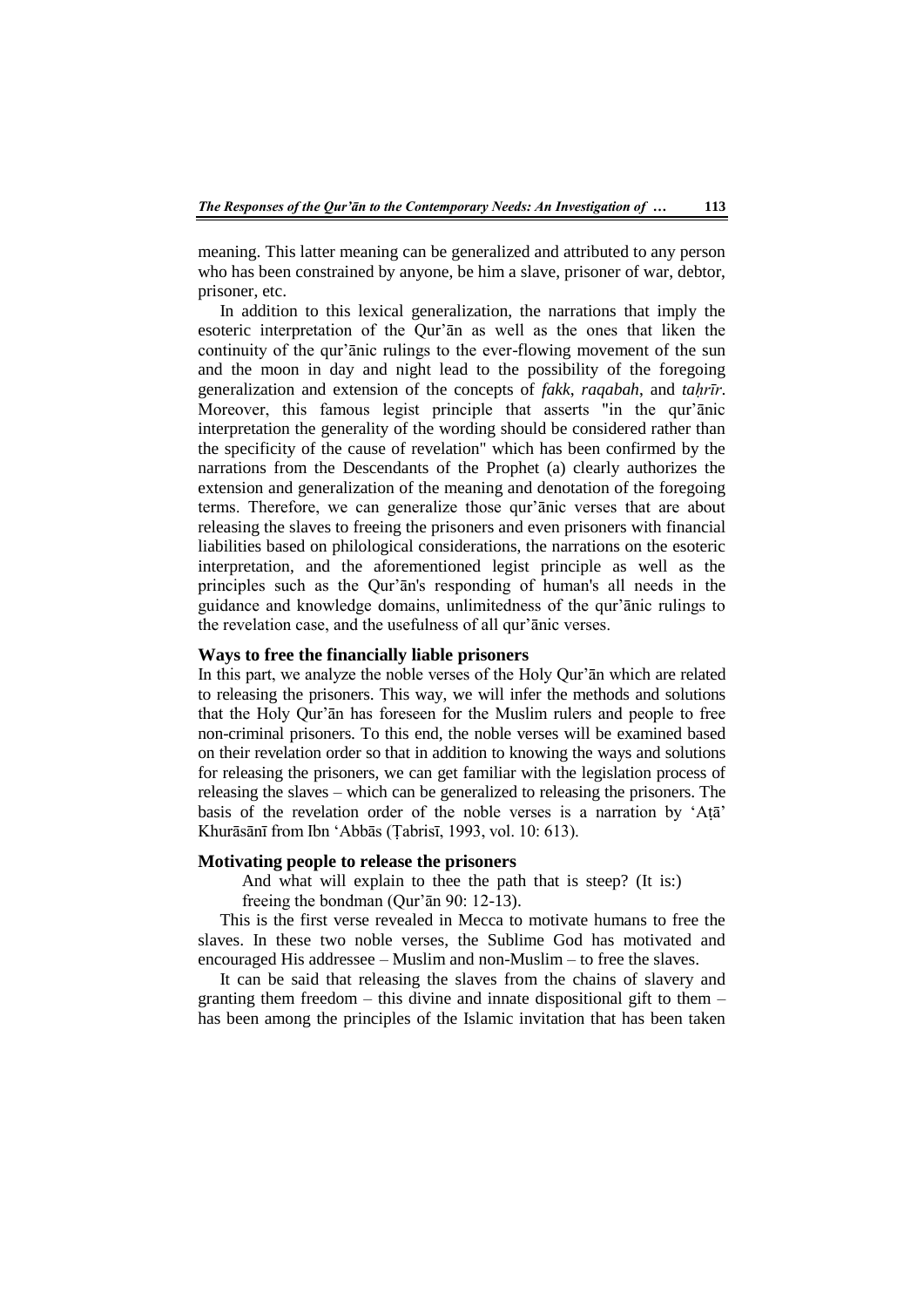meaning. This latter meaning can be generalized and attributed to any person who has been constrained by anyone, be him a slave, prisoner of war, debtor, prisoner, etc.

In addition to this lexical generalization, the narrations that imply the esoteric interpretation of the Qur'ān as well as the ones that liken the continuity of the qur'ānic rulings to the ever-flowing movement of the sun and the moon in day and night lead to the possibility of the foregoing generalization and extension of the concepts of *fakk*, *raqabah*, and *taḥrīr*. Moreover, this famous legist principle that asserts "in the qur'ānic interpretation the generality of the wording should be considered rather than the specificity of the cause of revelation" which has been confirmed by the narrations from the Descendants of the Prophet (a) clearly authorizes the extension and generalization of the meaning and denotation of the foregoing terms. Therefore, we can generalize those qur'ānic verses that are about releasing the slaves to freeing the prisoners and even prisoners with financial liabilities based on philological considerations, the narrations on the esoteric interpretation, and the aforementioned legist principle as well as the principles such as the Qur'ān's responding of human's all needs in the guidance and knowledge domains, unlimitedness of the qur'ānic rulings to the revelation case, and the usefulness of all qur'ānic verses.

### Ways to free the financially liable prisoners

In this part, we analyze the noble verses of the Holy Qur'ān which are related to releasing the prisoners. This way, we will infer the methods and solutions that the Holy Qur'ān has foreseen for the Muslim rulers and people to free non-criminal prisoners. To this end, the noble verses will be examined based on their revelation order so that in addition to knowing the ways and solutions for releasing the prisoners, we can get familiar with the legislation process of releasing the slaves – which can be generalized to releasing the prisoners. The basis of the revelation order of the noble verses is a narration by 'Aṭā' Khurāsānī from Ibn 'Abbās (Ṭabrisī, 1993, vol. 10: 613).

### Motivating people to release the prisoners

> And what will explain to thee the path that is steep? (It is:) freeing the bondman (Qur'ān 90: 12-13).

This is the first verse revealed in Mecca to motivate humans to free the slaves. In these two noble verses, the Sublime God has motivated and encouraged His addressee – Muslim and non-Muslim – to free the slaves.

It can be said that releasing the slaves from the chains of slavery and granting them freedom – this divine and innate dispositional gift to them – has been among the principles of the Islamic invitation that has been taken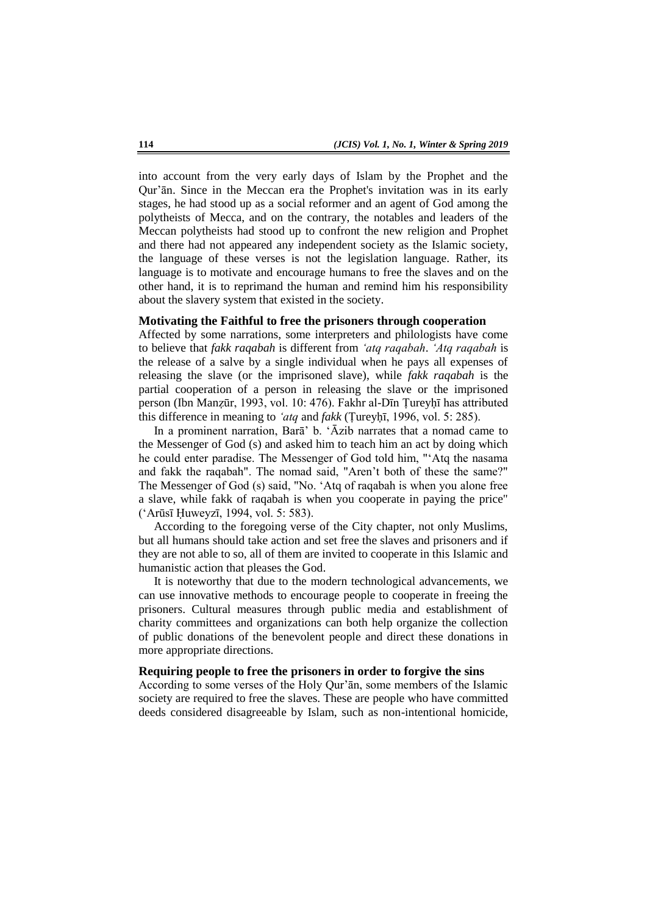into account from the very early days of Islam by the Prophet and the Qur'ān. Since in the Meccan era the Prophet's invitation was in its early stages, he had stood up as a social reformer and an agent of God among the polytheists of Mecca, and on the contrary, the notables and leaders of the Meccan polytheists had stood up to confront the new religion and Prophet and there had not appeared any independent society as the Islamic society, the language of these verses is not the legislation language. Rather, its language is to motivate and encourage humans to free the slaves and on the other hand, it is to reprimand the human and remind him his responsibility about the slavery system that existed in the society.

### Motivating the Faithful to free the prisoners through cooperation

Affected by some narrations, some interpreters and philologists have come to believe that *fakk raqabah* is different from *'atq raqabah*. *'Atq raqabah* is the release of a salve by a single individual when he pays all expenses of releasing the slave (or the imprisoned slave), while *fakk raqabah* is the partial cooperation of a person in releasing the slave or the imprisoned person (Ibn Manẓūr, 1993, vol. 10: 476). Fakhr al-Dīn Ṭureyḥī has attributed this difference in meaning to *'atq* and *fakk* (Ṭureyḥī, 1996, vol. 5: 285).

In a prominent narration, Barā' b. 'Āzib narrates that a nomad came to the Messenger of God (s) and asked him to teach him an act by doing which he could enter paradise. The Messenger of God told him, "'Atq the nasama and fakk the raqabah". The nomad said, "Aren't both of these the same?" The Messenger of God (s) said, "No. 'Atq of raqabah is when you alone free a slave, while fakk of raqabah is when you cooperate in paying the price" ('Arūsī Ḥuweyzī, 1994, vol. 5: 583).

According to the foregoing verse of the City chapter, not only Muslims, but all humans should take action and set free the slaves and prisoners and if they are not able to so, all of them are invited to cooperate in this Islamic and humanistic action that pleases the God.

It is noteworthy that due to the modern technological advancements, we can use innovative methods to encourage people to cooperate in freeing the prisoners. Cultural measures through public media and establishment of charity committees and organizations can both help organize the collection of public donations of the benevolent people and direct these donations in more appropriate directions.

### Requiring people to free the prisoners in order to forgive the sins

According to some verses of the Holy Qur'ān, some members of the Islamic society are required to free the slaves. These are people who have committed deeds considered disagreeable by Islam, such as non-intentional homicide,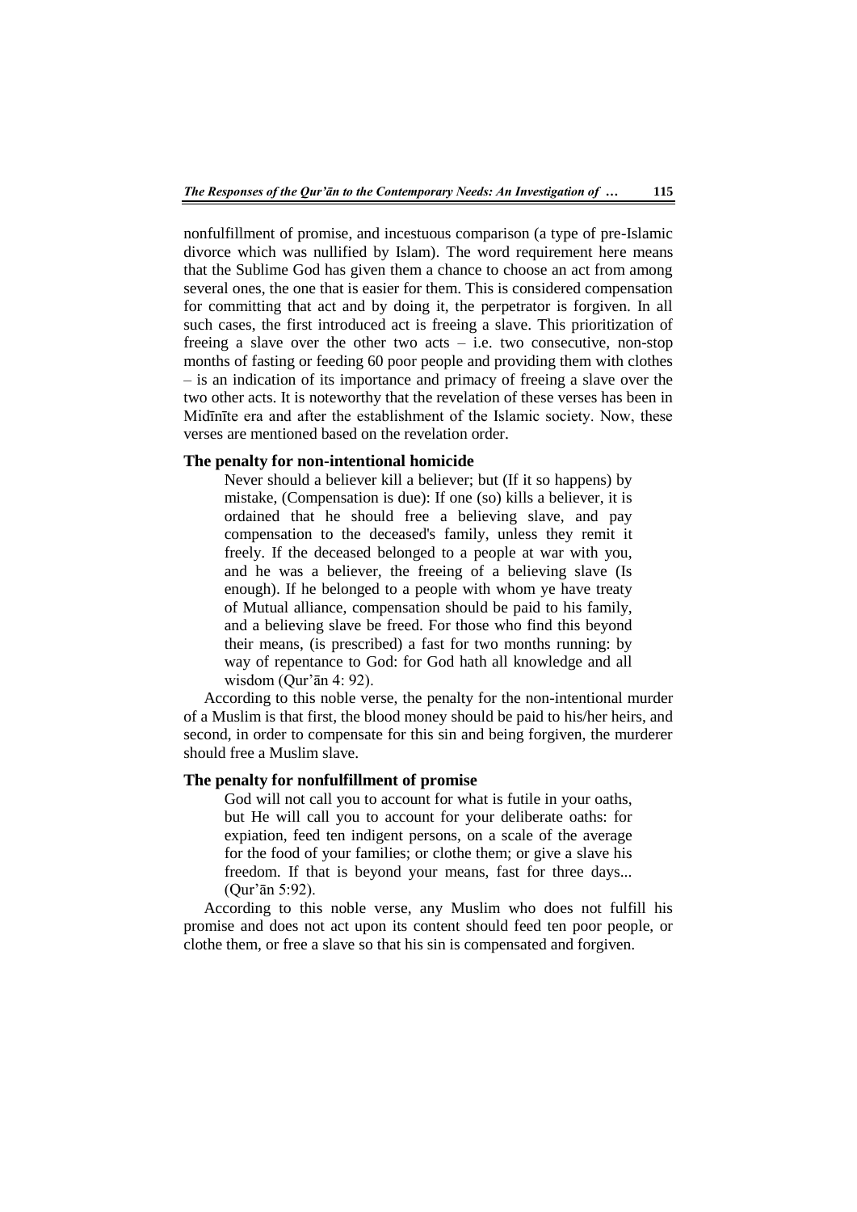nonfulfillment of promise, and incestuous comparison (a type of pre-Islamic divorce which was nullified by Islam). The word requirement here means that the Sublime God has given them a chance to choose an act from among several ones, the one that is easier for them. This is considered compensation for committing that act and by doing it, the perpetrator is forgiven. In all such cases, the first introduced act is freeing a slave. This prioritization of freeing a slave over the other two acts – i.e. two consecutive, non-stop months of fasting or feeding 60 poor people and providing them with clothes – is an indication of its importance and primacy of freeing a slave over the two other acts. It is noteworthy that the revelation of these verses has been in Midīnīte era and after the establishment of the Islamic society. Now, these verses are mentioned based on the revelation order.

### The penalty for non-intentional homicide

> Never should a believer kill a believer; but (If it so happens) by mistake, (Compensation is due): If one (so) kills a believer, it is ordained that he should free a believing slave, and pay compensation to the deceased's family, unless they remit it freely. If the deceased belonged to a people at war with you, and he was a believer, the freeing of a believing slave (Is enough). If he belonged to a people with whom ye have treaty of Mutual alliance, compensation should be paid to his family, and a believing slave be freed. For those who find this beyond their means, (is prescribed) a fast for two months running: by way of repentance to God: for God hath all knowledge and all wisdom (Qur'ān 4: 92).

According to this noble verse, the penalty for the non-intentional murder of a Muslim is that first, the blood money should be paid to his/her heirs, and second, in order to compensate for this sin and being forgiven, the murderer should free a Muslim slave.

### The penalty for nonfulfillment of promise

> God will not call you to account for what is futile in your oaths, but He will call you to account for your deliberate oaths: for expiation, feed ten indigent persons, on a scale of the average for the food of your families; or clothe them; or give a slave his freedom. If that is beyond your means, fast for three days... (Qur'ān 5:92).

According to this noble verse, any Muslim who does not fulfill his promise and does not act upon its content should feed ten poor people, or clothe them, or free a slave so that his sin is compensated and forgiven.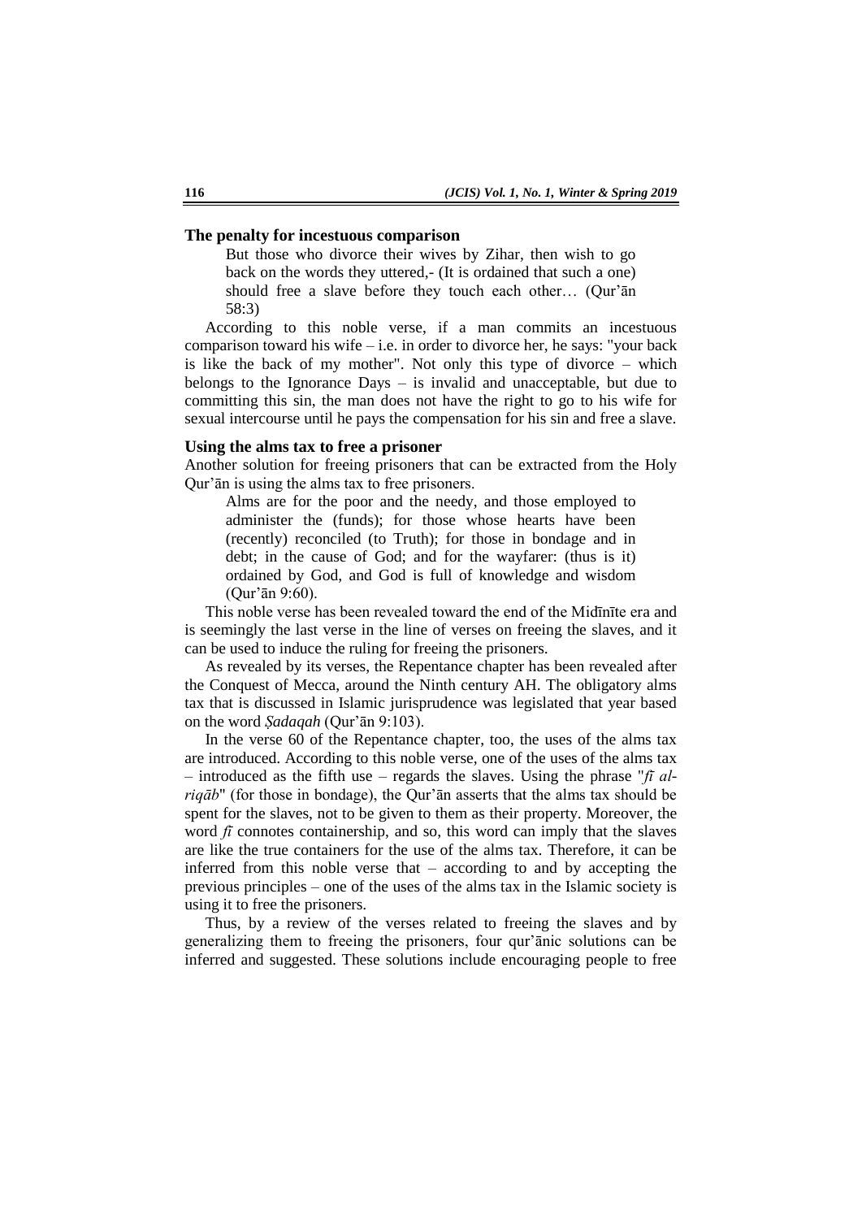### The penalty for incestuous comparison

> But those who divorce their wives by Zihar, then wish to go back on the words they uttered,- (It is ordained that such a one) should free a slave before they touch each other… (Qur'ān 58:3)

According to this noble verse, if a man commits an incestuous comparison toward his wife – i.e. in order to divorce her, he says: "your back is like the back of my mother". Not only this type of divorce – which belongs to the Ignorance Days – is invalid and unacceptable, but due to committing this sin, the man does not have the right to go to his wife for sexual intercourse until he pays the compensation for his sin and free a slave.

### Using the alms tax to free a prisoner

Another solution for freeing prisoners that can be extracted from the Holy Qur'ān is using the alms tax to free prisoners.

> Alms are for the poor and the needy, and those employed to administer the (funds); for those whose hearts have been (recently) reconciled (to Truth); for those in bondage and in debt; in the cause of God; and for the wayfarer: (thus is it) ordained by God, and God is full of knowledge and wisdom (Qur'ān 9:60).

This noble verse has been revealed toward the end of the Midīnīte era and is seemingly the last verse in the line of verses on freeing the slaves, and it can be used to induce the ruling for freeing the prisoners.

As revealed by its verses, the Repentance chapter has been revealed after the Conquest of Mecca, around the Ninth century AH. The obligatory alms tax that is discussed in Islamic jurisprudence was legislated that year based on the word *Ṣadaqah* (Qur'ān 9:103).

In the verse 60 of the Repentance chapter, too, the uses of the alms tax are introduced. According to this noble verse, one of the uses of the alms tax – introduced as the fifth use – regards the slaves. Using the phrase "*fī al-riqāb*" (for those in bondage), the Qur'ān asserts that the alms tax should be spent for the slaves, not to be given to them as their property. Moreover, the word *fī* connotes containership, and so, this word can imply that the slaves are like the true containers for the use of the alms tax. Therefore, it can be inferred from this noble verse that – according to and by accepting the previous principles – one of the uses of the alms tax in the Islamic society is using it to free the prisoners.

Thus, by a review of the verses related to freeing the slaves and by generalizing them to freeing the prisoners, four qur'ānic solutions can be inferred and suggested. These solutions include encouraging people to free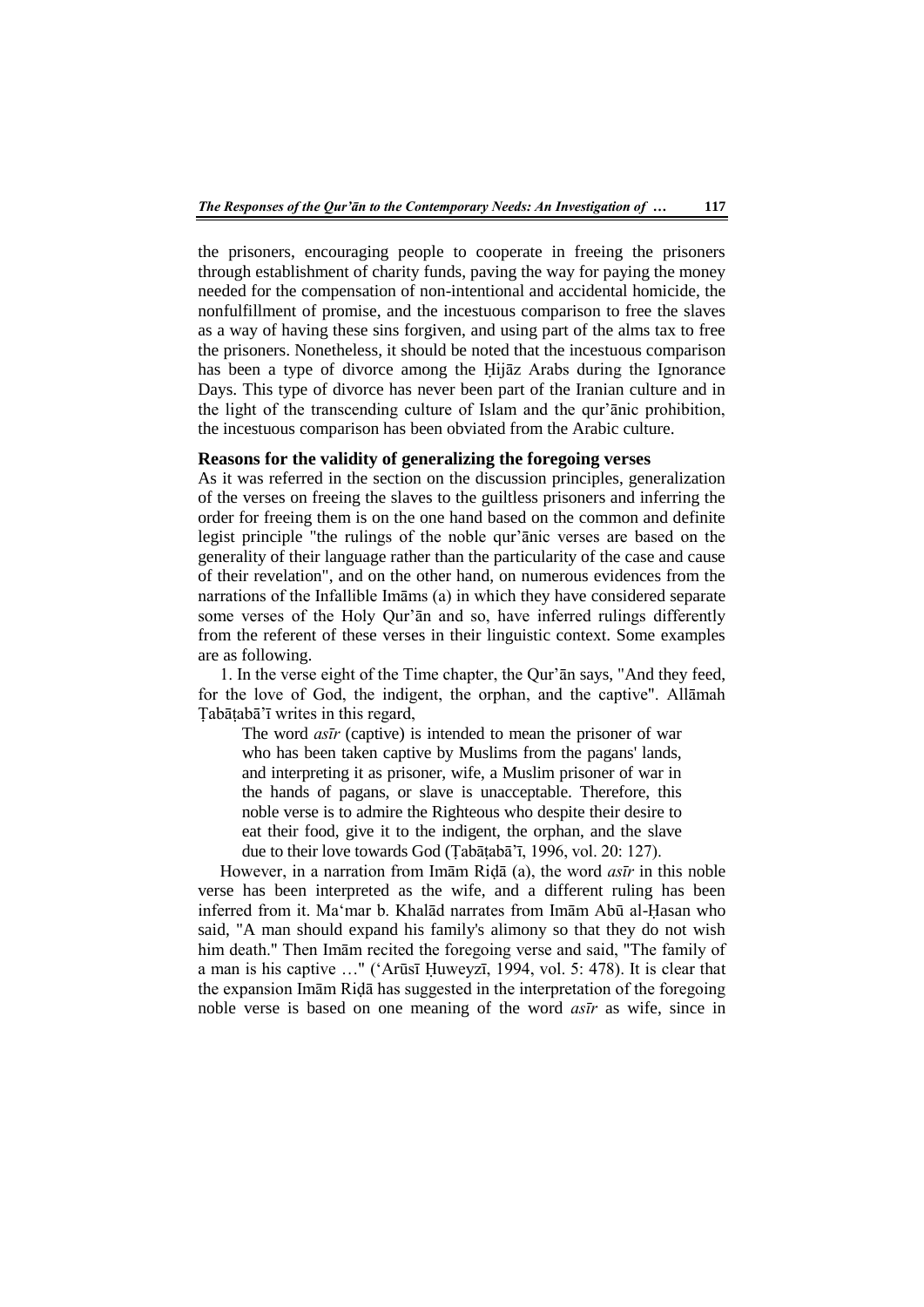the prisoners, encouraging people to cooperate in freeing the prisoners through establishment of charity funds, paving the way for paying the money needed for the compensation of non-intentional and accidental homicide, the nonfulfillment of promise, and the incestuous comparison to free the slaves as a way of having these sins forgiven, and using part of the alms tax to free the prisoners. Nonetheless, it should be noted that the incestuous comparison has been a type of divorce among the Ḥijāz Arabs during the Ignorance Days. This type of divorce has never been part of the Iranian culture and in the light of the transcending culture of Islam and the qur'ānic prohibition, the incestuous comparison has been obviated from the Arabic culture.

### Reasons for the validity of generalizing the foregoing verses

As it was referred in the section on the discussion principles, generalization of the verses on freeing the slaves to the guiltless prisoners and inferring the order for freeing them is on the one hand based on the common and definite legist principle "the rulings of the noble qur'ānic verses are based on the generality of their language rather than the particularity of the case and cause of their revelation", and on the other hand, on numerous evidences from the narrations of the Infallible Imāms (a) in which they have considered separate some verses of the Holy Qur'ān and so, have inferred rulings differently from the referent of these verses in their linguistic context. Some examples are as following.

1. In the verse eight of the Time chapter, the Qur'ān says, "And they feed, for the love of God, the indigent, the orphan, and the captive". Allāmah Ṭabāṭabā'ī writes in this regard,

> The word *asīr* (captive) is intended to mean the prisoner of war who has been taken captive by Muslims from the pagans' lands, and interpreting it as prisoner, wife, a Muslim prisoner of war in the hands of pagans, or slave is unacceptable. Therefore, this noble verse is to admire the Righteous who despite their desire to eat their food, give it to the indigent, the orphan, and the slave due to their love towards God (Ṭabāṭabā'ī, 1996, vol. 20: 127).

However, in a narration from Imām Riḍā (a), the word *asīr* in this noble verse has been interpreted as the wife, and a different ruling has been inferred from it. Ma'mar b. Khalād narrates from Imām Abū al-Ḥasan who said, "A man should expand his family's alimony so that they do not wish him death." Then Imām recited the foregoing verse and said, "The family of a man is his captive …" ('Arūsī Ḥuweyzī, 1994, vol. 5: 478). It is clear that the expansion Imām Riḍā has suggested in the interpretation of the foregoing noble verse is based on one meaning of the word *asīr* as wife, since in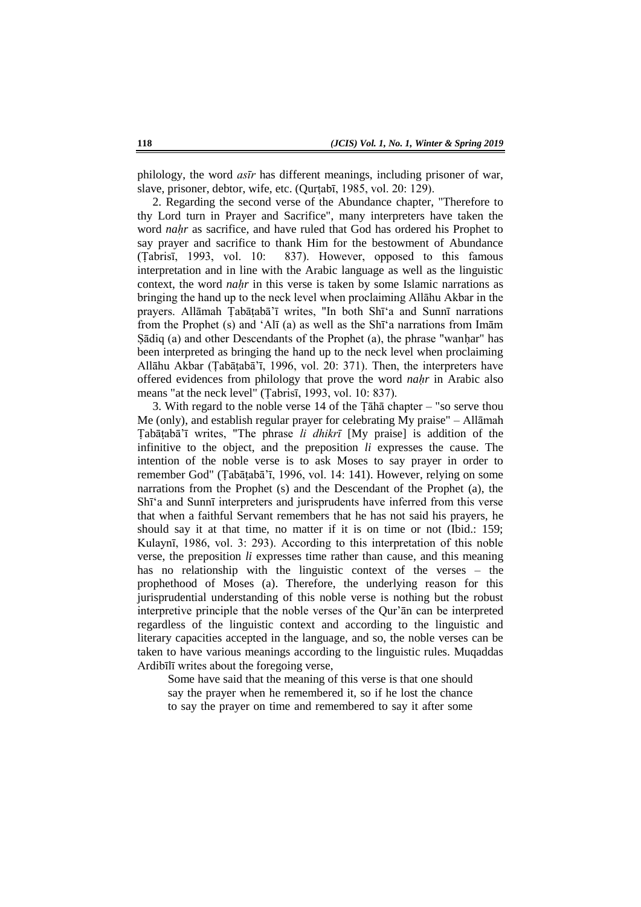philology, the word *asīr* has different meanings, including prisoner of war, slave, prisoner, debtor, wife, etc. (Qurṭabī, 1985, vol. 20: 129).

2. Regarding the second verse of the Abundance chapter, "Therefore to thy Lord turn in Prayer and Sacrifice", many interpreters have taken the word *naḥr* as sacrifice, and have ruled that God has ordered his Prophet to say prayer and sacrifice to thank Him for the bestowment of Abundance (Ṭabrisī, 1993, vol. 10: 837). However, opposed to this famous interpretation and in line with the Arabic language as well as the linguistic context, the word *naḥr* in this verse is taken by some Islamic narrations as bringing the hand up to the neck level when proclaiming Allāhu Akbar in the prayers. Allāmah Ṭabāṭabā'ī writes, "In both Shī'a and Sunnī narrations from the Prophet (s) and 'Alī (a) as well as the Shī'a narrations from Imām Ṣādiq (a) and other Descendants of the Prophet (a), the phrase "wanḥar" has been interpreted as bringing the hand up to the neck level when proclaiming Allāhu Akbar (Ṭabāṭabā'ī, 1996, vol. 20: 371). Then, the interpreters have offered evidences from philology that prove the word *naḥr* in Arabic also means "at the neck level" (Ṭabrisī, 1993, vol. 10: 837).

3. With regard to the noble verse 14 of the Ṭāhā chapter – "so serve thou Me (only), and establish regular prayer for celebrating My praise" – Allāmah Ṭabāṭabā'ī writes, "The phrase *li dhikrī* [My praise] is addition of the infinitive to the object, and the preposition *li* expresses the cause. The intention of the noble verse is to ask Moses to say prayer in order to remember God" (Ṭabāṭabā'ī, 1996, vol. 14: 141). However, relying on some narrations from the Prophet (s) and the Descendant of the Prophet (a), the Shī'a and Sunnī interpreters and jurisprudents have inferred from this verse that when a faithful Servant remembers that he has not said his prayers, he should say it at that time, no matter if it is on time or not (Ibid.: 159; Kulaynī, 1986, vol. 3: 293). According to this interpretation of this noble verse, the preposition *li* expresses time rather than cause, and this meaning has no relationship with the linguistic context of the verses – the prophethood of Moses (a). Therefore, the underlying reason for this jurisprudential understanding of this noble verse is nothing but the robust interpretive principle that the noble verses of the Qur'ān can be interpreted regardless of the linguistic context and according to the linguistic and literary capacities accepted in the language, and so, the noble verses can be taken to have various meanings according to the linguistic rules. Muqaddas Ardibīlī writes about the foregoing verse,

> Some have said that the meaning of this verse is that one should say the prayer when he remembered it, so if he lost the chance to say the prayer on time and remembered to say it after some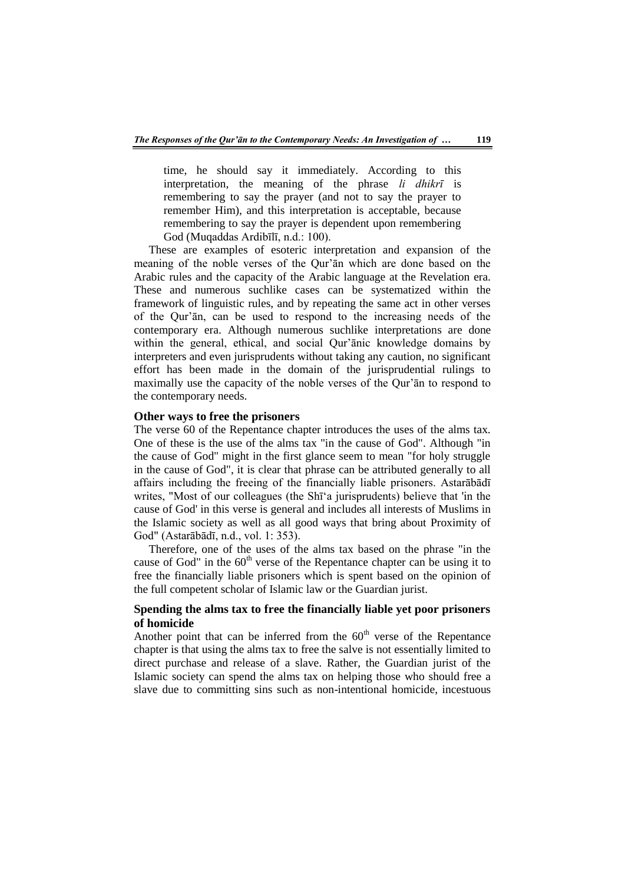> time, he should say it immediately. According to this interpretation, the meaning of the phrase *li dhikrī* is remembering to say the prayer (and not to say the prayer to remember Him), and this interpretation is acceptable, because remembering to say the prayer is dependent upon remembering God (Muqaddas Ardibīlī, n.d.: 100).

These are examples of esoteric interpretation and expansion of the meaning of the noble verses of the Qur'ān which are done based on the Arabic rules and the capacity of the Arabic language at the Revelation era. These and numerous suchlike cases can be systematized within the framework of linguistic rules, and by repeating the same act in other verses of the Qur'ān, can be used to respond to the increasing needs of the contemporary era. Although numerous suchlike interpretations are done within the general, ethical, and social Qur'ānic knowledge domains by interpreters and even jurisprudents without taking any caution, no significant effort has been made in the domain of the jurisprudential rulings to maximally use the capacity of the noble verses of the Qur'ān to respond to the contemporary needs.

### Other ways to free the prisoners

The verse 60 of the Repentance chapter introduces the uses of the alms tax. One of these is the use of the alms tax "in the cause of God". Although "in the cause of God" might in the first glance seem to mean "for holy struggle in the cause of God", it is clear that phrase can be attributed generally to all affairs including the freeing of the financially liable prisoners. Astarābādī writes, "Most of our colleagues (the Shī'a jurisprudents) believe that 'in the cause of God' in this verse is general and includes all interests of Muslims in the Islamic society as well as all good ways that bring about Proximity of God" (Astarābādī, n.d., vol. 1: 353).

Therefore, one of the uses of the alms tax based on the phrase "in the cause of God" in the 60th verse of the Repentance chapter can be using it to free the financially liable prisoners which is spent based on the opinion of the full competent scholar of Islamic law or the Guardian jurist.

### Spending the alms tax to free the financially liable yet poor prisoners of homicide

Another point that can be inferred from the 60th verse of the Repentance chapter is that using the alms tax to free the salve is not essentially limited to direct purchase and release of a slave. Rather, the Guardian jurist of the Islamic society can spend the alms tax on helping those who should free a slave due to committing sins such as non-intentional homicide, incestuous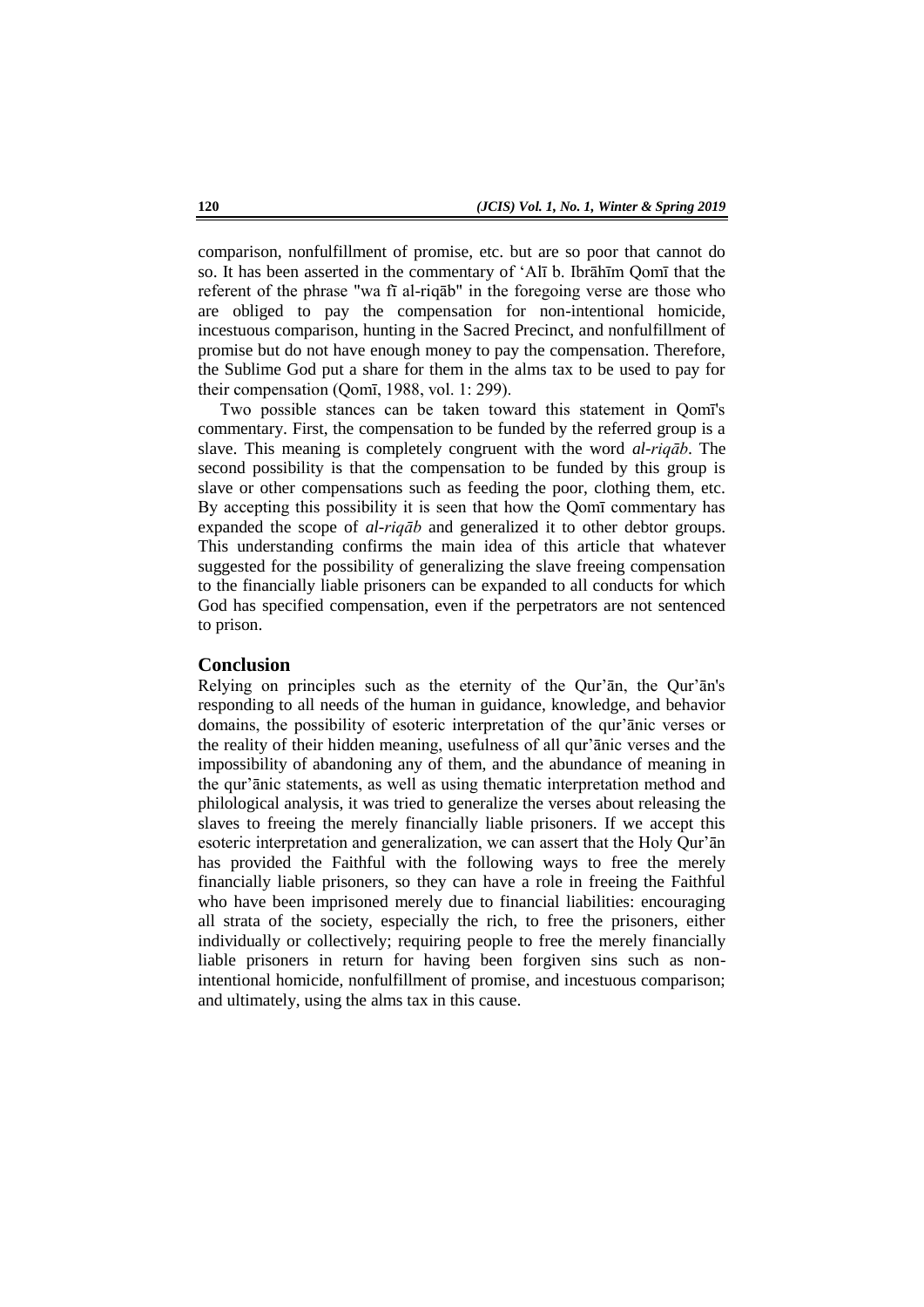comparison, nonfulfillment of promise, etc. but are so poor that cannot do so. It has been asserted in the commentary of ʻAlī b. Ibrāhīm Qomī that the referent of the phrase "wa fī al-riqāb" in the foregoing verse are those who are obliged to pay the compensation for non-intentional homicide, incestuous comparison, hunting in the Sacred Precinct, and nonfulfillment of promise but do not have enough money to pay the compensation. Therefore, the Sublime God put a share for them in the alms tax to be used to pay for their compensation (Qomī, 1988, vol. 1: 299).

Two possible stances can be taken toward this statement in Qomī's commentary. First, the compensation to be funded by the referred group is a slave. This meaning is completely congruent with the word *al-riqāb*. The second possibility is that the compensation to be funded by this group is slave or other compensations such as feeding the poor, clothing them, etc. By accepting this possibility it is seen that how the Qomī commentary has expanded the scope of *al-riqāb* and generalized it to other debtor groups. This understanding confirms the main idea of this article that whatever suggested for the possibility of generalizing the slave freeing compensation to the financially liable prisoners can be expanded to all conducts for which God has specified compensation, even if the perpetrators are not sentenced to prison.

## Conclusion

Relying on principles such as the eternity of the Qur'ān, the Qur'ān's responding to all needs of the human in guidance, knowledge, and behavior domains, the possibility of esoteric interpretation of the qur'ānic verses or the reality of their hidden meaning, usefulness of all qur'ānic verses and the impossibility of abandoning any of them, and the abundance of meaning in the qur'ānic statements, as well as using thematic interpretation method and philological analysis, it was tried to generalize the verses about releasing the slaves to freeing the merely financially liable prisoners. If we accept this esoteric interpretation and generalization, we can assert that the Holy Qur'ān has provided the Faithful with the following ways to free the merely financially liable prisoners, so they can have a role in freeing the Faithful who have been imprisoned merely due to financial liabilities: encouraging all strata of the society, especially the rich, to free the prisoners, either individually or collectively; requiring people to free the merely financially liable prisoners in return for having been forgiven sins such as non-intentional homicide, nonfulfillment of promise, and incestuous comparison; and ultimately, using the alms tax in this cause.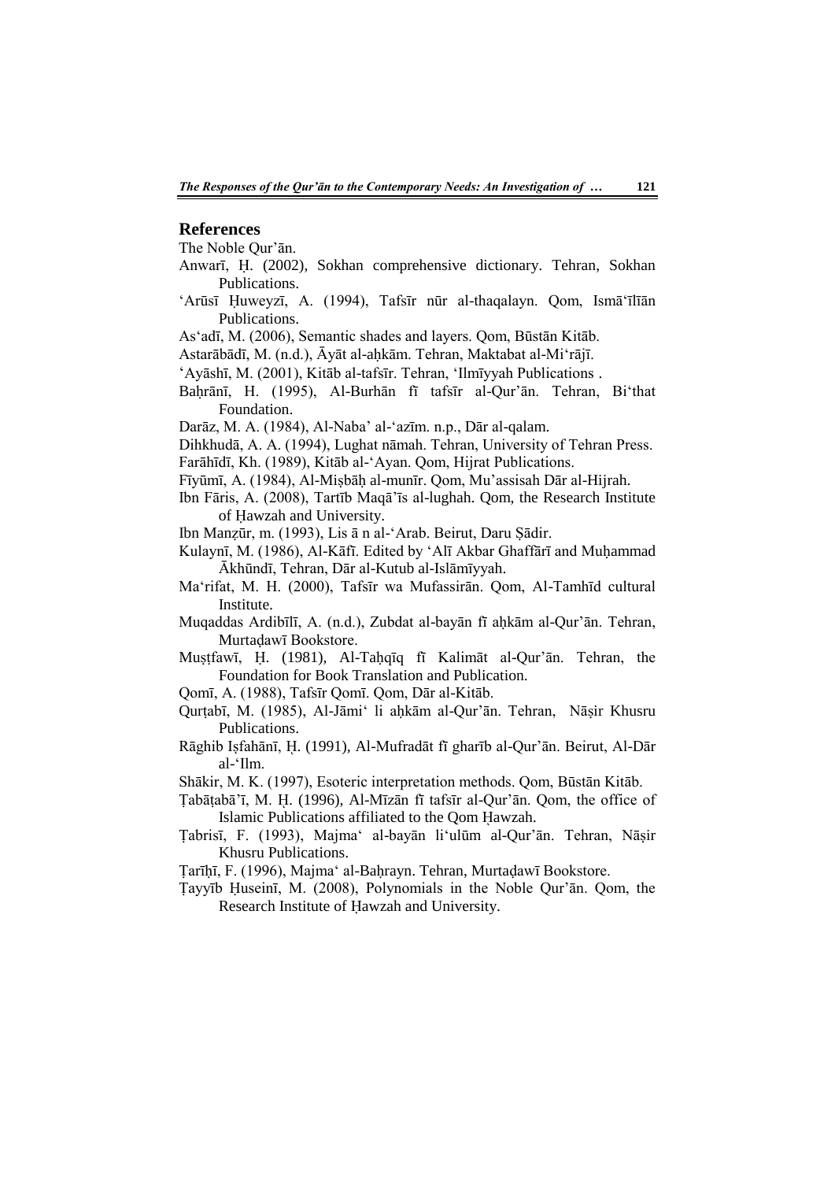## References

The Noble Qur'ān.

Anwarī, Ḥ. (2002), Sokhan comprehensive dictionary. Tehran, Sokhan Publications.

'Arūsī Ḥuweyzī, A. (1994), Tafsīr nūr al-thaqalayn. Qom, Ismā'īlīān Publications.

As'adī, M. (2006), Semantic shades and layers. Qom, Būstān Kitāb.

Astarābādī, M. (n.d.), Āyāt al-aḥkām. Tehran, Maktabat al-Mi'rājī.

'Ayāshī, M. (2001), Kitāb al-tafsīr. Tehran, 'Ilmīyyah Publications .

Baḥrānī, H. (1995), Al-Burhān fī tafsīr al-Qur'ān. Tehran, Bi'that Foundation.

Darāz, M. A. (1984), Al-Naba' al-'azīm. n.p., Dār al-qalam.

Dihkhudā, A. A. (1994), Lughat nāmah. Tehran, University of Tehran Press.

Farāhīdī, Kh. (1989), Kitāb al-'Ayan. Qom, Hijrat Publications.

Fīyūmī, A. (1984), Al-Miṣbāḥ al-munīr. Qom, Mu'assisah Dār al-Hijrah.

Ibn Fāris, A. (2008), Tartīb Maqā'īs al-lughah. Qom, the Research Institute of Ḥawzah and University.

Ibn Manẓūr, m. (1993), Lis ā n al-'Arab. Beirut, Daru Ṣādir.

Kulaynī, M. (1986), Al-Kāfī. Edited by 'Alī Akbar Ghaffārī and Muḥammad Ākhūndī, Tehran, Dār al-Kutub al-Islāmīyyah.

Ma'rifat, M. H. (2000), Tafsīr wa Mufassirān. Qom, Al-Tamhīd cultural Institute.

Muqaddas Ardibīlī, A. (n.d.), Zubdat al-bayān fī aḥkām al-Qur'ān. Tehran, Murtaḍawī Bookstore.

Muṣṭfawī, Ḥ. (1981), Al-Taḥqīq fī Kalimāt al-Qur'ān. Tehran, the Foundation for Book Translation and Publication.

Qomī, A. (1988), Tafsīr Qomī. Qom, Dār al-Kitāb.

Qurṭabī, M. (1985), Al-Jāmi' li aḥkām al-Qur'ān. Tehran, Nāṣir Khusru Publications.

Rāghib Iṣfahānī, Ḥ. (1991), Al-Mufradāt fī gharīb al-Qur'ān. Beirut, Al-Dār al-'Ilm.

Shākir, M. K. (1997), Esoteric interpretation methods. Qom, Būstān Kitāb.

Ṭabāṭabā'ī, M. Ḥ. (1996), Al-Mīzān fī tafsīr al-Qur'ān. Qom, the office of Islamic Publications affiliated to the Qom Ḥawzah.

Ṭabrisī, F. (1993), Majma' al-bayān li'ulūm al-Qur'ān. Tehran, Nāṣir Khusru Publications.

Ṭarīḥī, F. (1996), Majma' al-Baḥrayn. Tehran, Murtaḍawī Bookstore.

Ṭayyīb Ḥuseinī, M. (2008), Polynomials in the Noble Qur'ān. Qom, the Research Institute of Ḥawzah and University.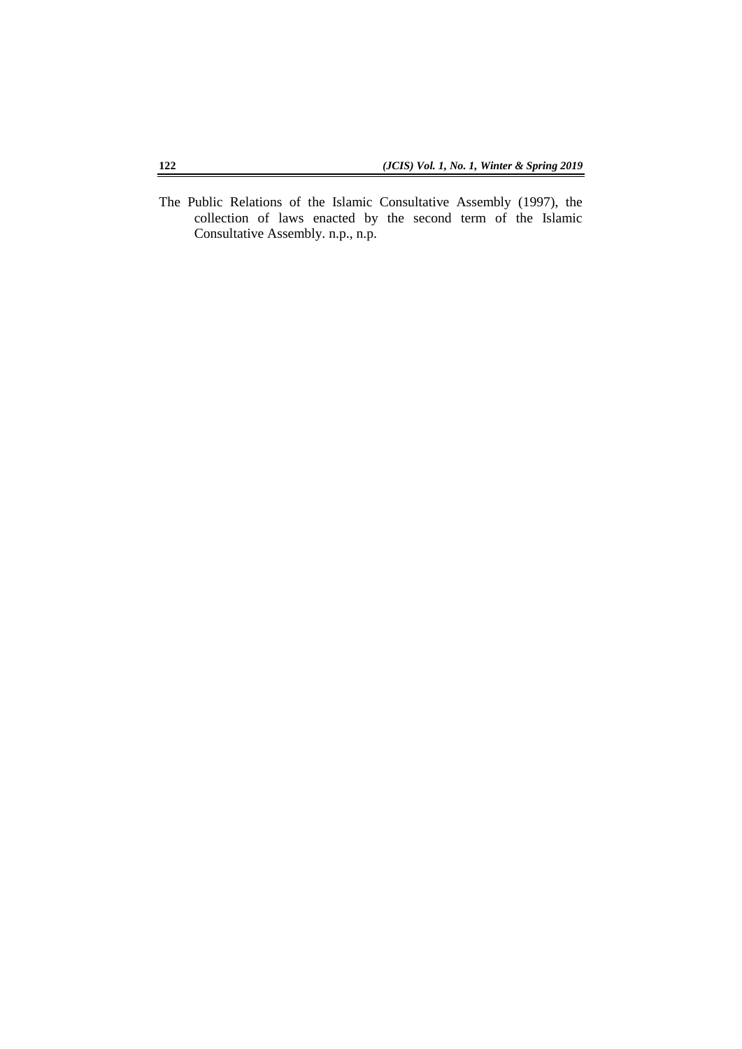The Public Relations of the Islamic Consultative Assembly (1997), the collection of laws enacted by the second term of the Islamic Consultative Assembly. n.p., n.p.